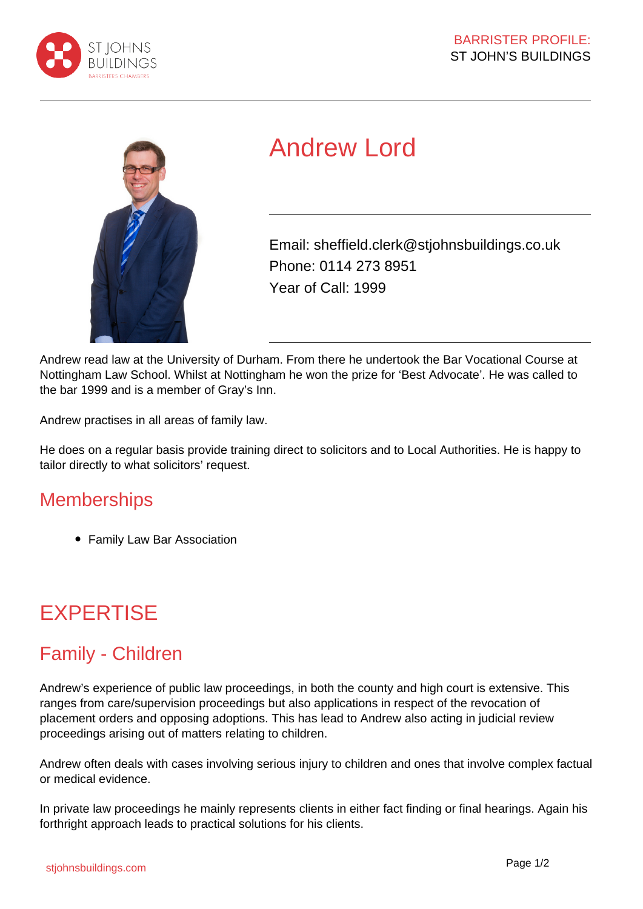# Andrew Lord

Email: sheffield.clerk@stjohnsbuildings.co.uk
Phone: 0114 273 8951
Year of Call: 1999

Andrew read law at the University of Durham. From there he undertook the Bar Vocational Course at Nottingham Law School. Whilst at Nottingham he won the prize for 'Best Advocate'. He was called to the bar 1999 and is a member of Gray's Inn.

Andrew practises in all areas of family law.

He does on a regular basis provide training direct to solicitors and to Local Authorities. He is happy to tailor directly to what solicitors' request.

## Memberships

- Family Law Bar Association

# EXPERTISE

## Family - Children

Andrew's experience of public law proceedings, in both the county and high court is extensive. This ranges from care/supervision proceedings but also applications in respect of the revocation of placement orders and opposing adoptions. This has lead to Andrew also acting in judicial review proceedings arising out of matters relating to children.

Andrew often deals with cases involving serious injury to children and ones that involve complex factual or medical evidence.

In private law proceedings he mainly represents clients in either fact finding or final hearings. Again his forthright approach leads to practical solutions for his clients.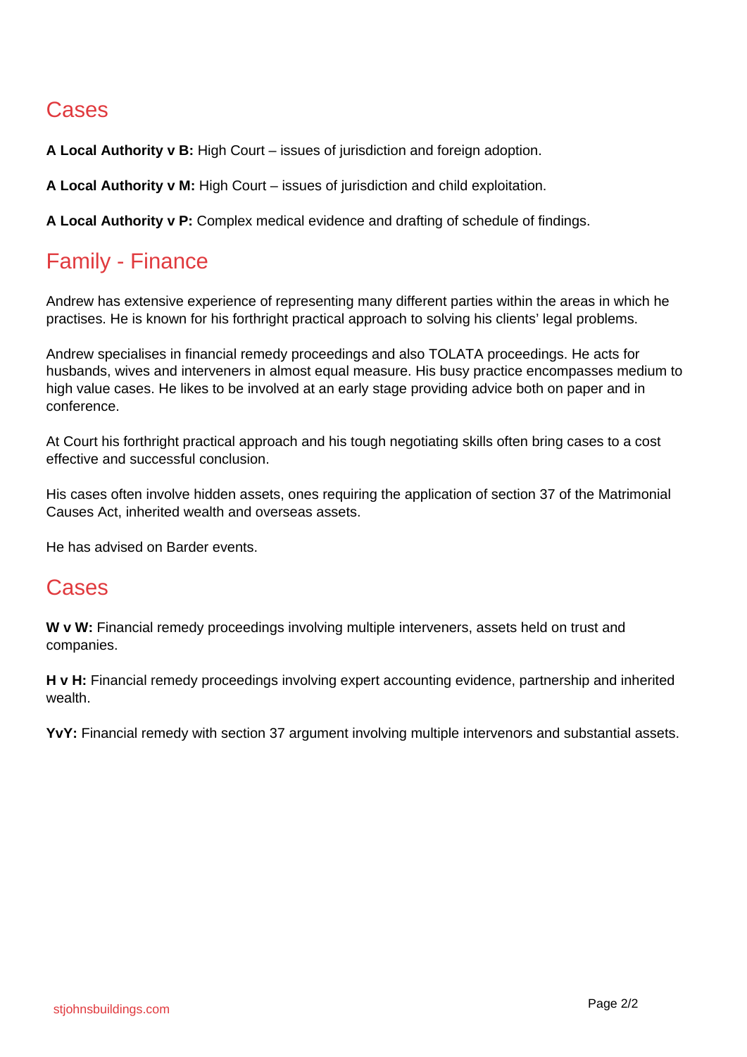## Cases

**A Local Authority v B:** High Court – issues of jurisdiction and foreign adoption.

**A Local Authority v M:** High Court – issues of jurisdiction and child exploitation.

**A Local Authority v P:** Complex medical evidence and drafting of schedule of findings.

## Family - Finance

Andrew has extensive experience of representing many different parties within the areas in which he practises. He is known for his forthright practical approach to solving his clients' legal problems.

Andrew specialises in financial remedy proceedings and also TOLATA proceedings. He acts for husbands, wives and interveners in almost equal measure. His busy practice encompasses medium to high value cases. He likes to be involved at an early stage providing advice both on paper and in conference.

At Court his forthright practical approach and his tough negotiating skills often bring cases to a cost effective and successful conclusion.

His cases often involve hidden assets, ones requiring the application of section 37 of the Matrimonial Causes Act, inherited wealth and overseas assets.

He has advised on Barder events.

## Cases

**W v W:** Financial remedy proceedings involving multiple interveners, assets held on trust and companies.

**H v H:** Financial remedy proceedings involving expert accounting evidence, partnership and inherited wealth.

**YvY:** Financial remedy with section 37 argument involving multiple intervenors and substantial assets.

stjohnsbuildings.com